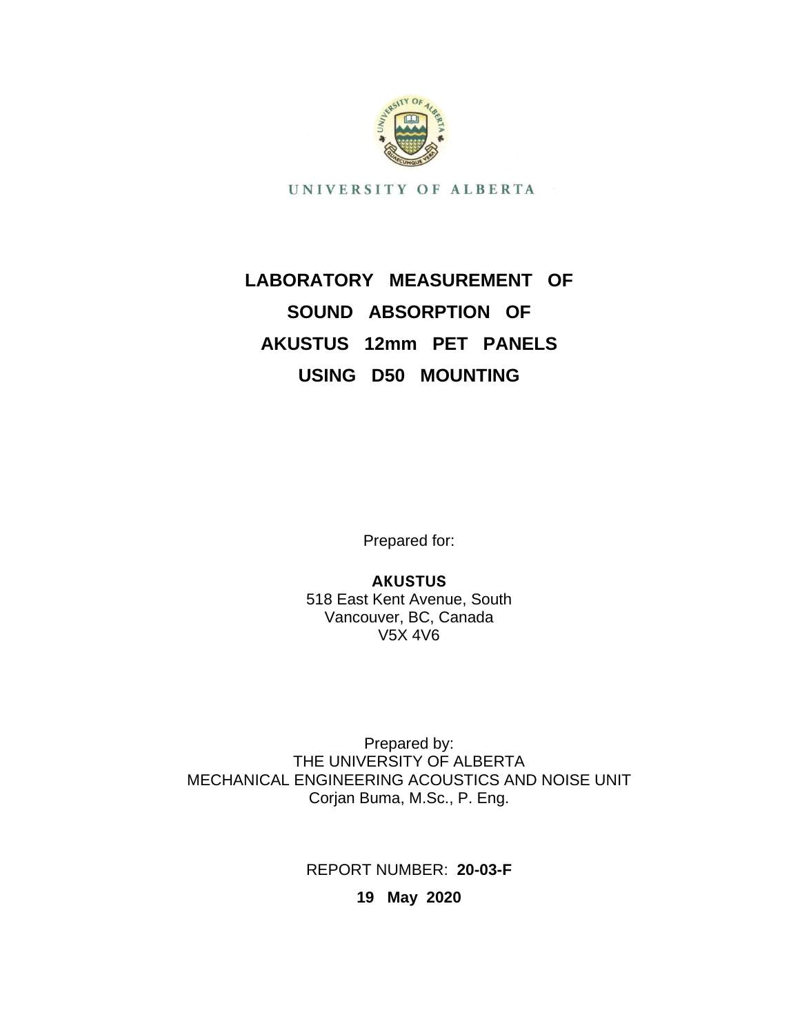UNIVERSITY OF ALBERTA

# LABORATORY MEASUREMENT OF SOUND ABSORPTION OF AKUSTUS 12mm PET PANELS USING D50 MOUNTING

Prepared for:

**AKUSTUS**
518 East Kent Avenue, South
Vancouver, BC, Canada
V5X 4V6

Prepared by:
THE UNIVERSITY OF ALBERTA
MECHANICAL ENGINEERING ACOUSTICS AND NOISE UNIT
Corjan Buma, M.Sc., P. Eng.

REPORT NUMBER: **20-03-F**

**19 May 2020**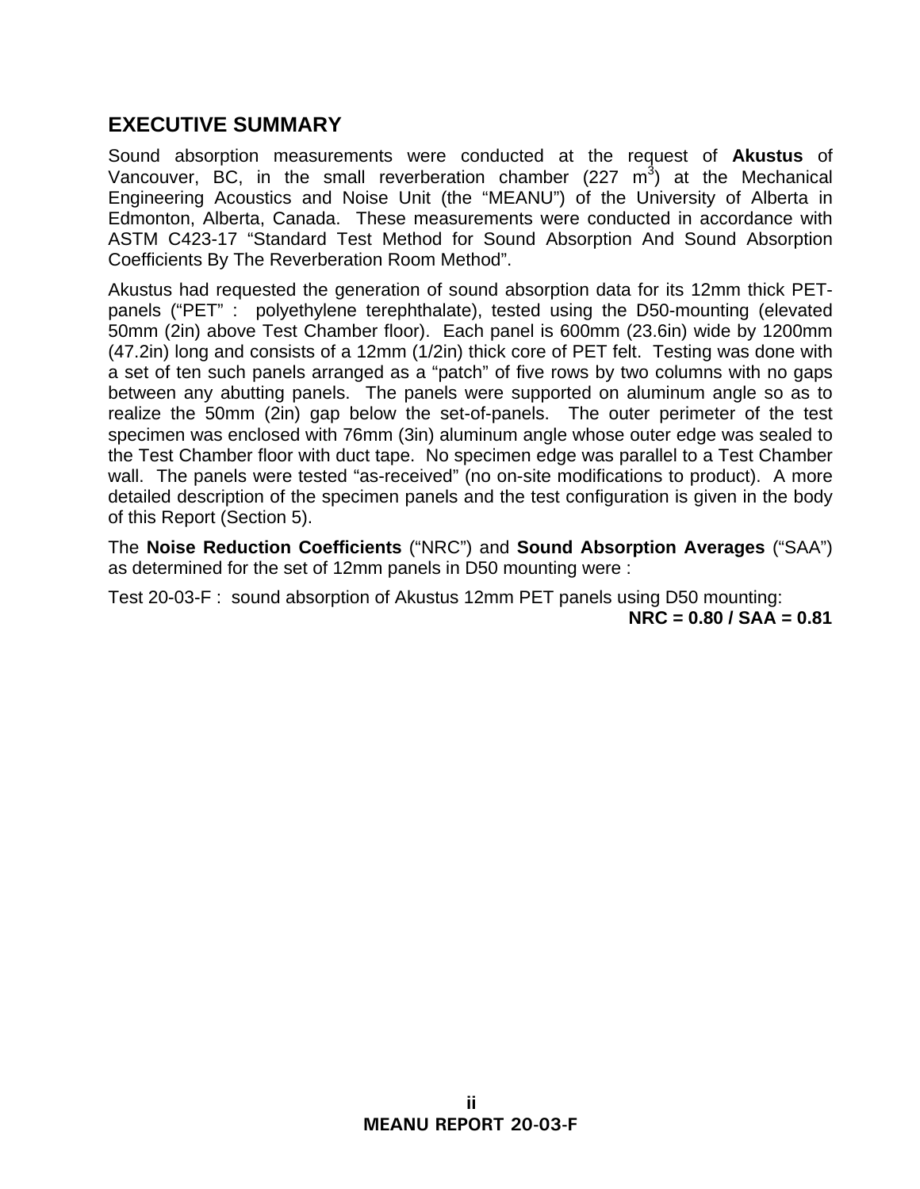## EXECUTIVE SUMMARY

Sound absorption measurements were conducted at the request of **Akustus** of Vancouver, BC, in the small reverberation chamber (227 $m^3$) at the Mechanical Engineering Acoustics and Noise Unit (the "MEANU") of the University of Alberta in Edmonton, Alberta, Canada. These measurements were conducted in accordance with ASTM C423-17 "Standard Test Method for Sound Absorption And Sound Absorption Coefficients By The Reverberation Room Method".

Akustus had requested the generation of sound absorption data for its 12mm thick PET-panels ("PET" : polyethylene terephthalate), tested using the D50-mounting (elevated 50mm (2in) above Test Chamber floor). Each panel is 600mm (23.6in) wide by 1200mm (47.2in) long and consists of a 12mm (1/2in) thick core of PET felt. Testing was done with a set of ten such panels arranged as a "patch" of five rows by two columns with no gaps between any abutting panels. The panels were supported on aluminum angle so as to realize the 50mm (2in) gap below the set-of-panels. The outer perimeter of the test specimen was enclosed with 76mm (3in) aluminum angle whose outer edge was sealed to the Test Chamber floor with duct tape. No specimen edge was parallel to a Test Chamber wall. The panels were tested "as-received" (no on-site modifications to product). A more detailed description of the specimen panels and the test configuration is given in the body of this Report (Section 5).

The **Noise Reduction Coefficients** ("NRC") and **Sound Absorption Averages** ("SAA") as determined for the set of 12mm panels in D50 mounting were :

Test 20-03-F : sound absorption of Akustus 12mm PET panels using D50 mounting:

**NRC = 0.80 / SAA = 0.81**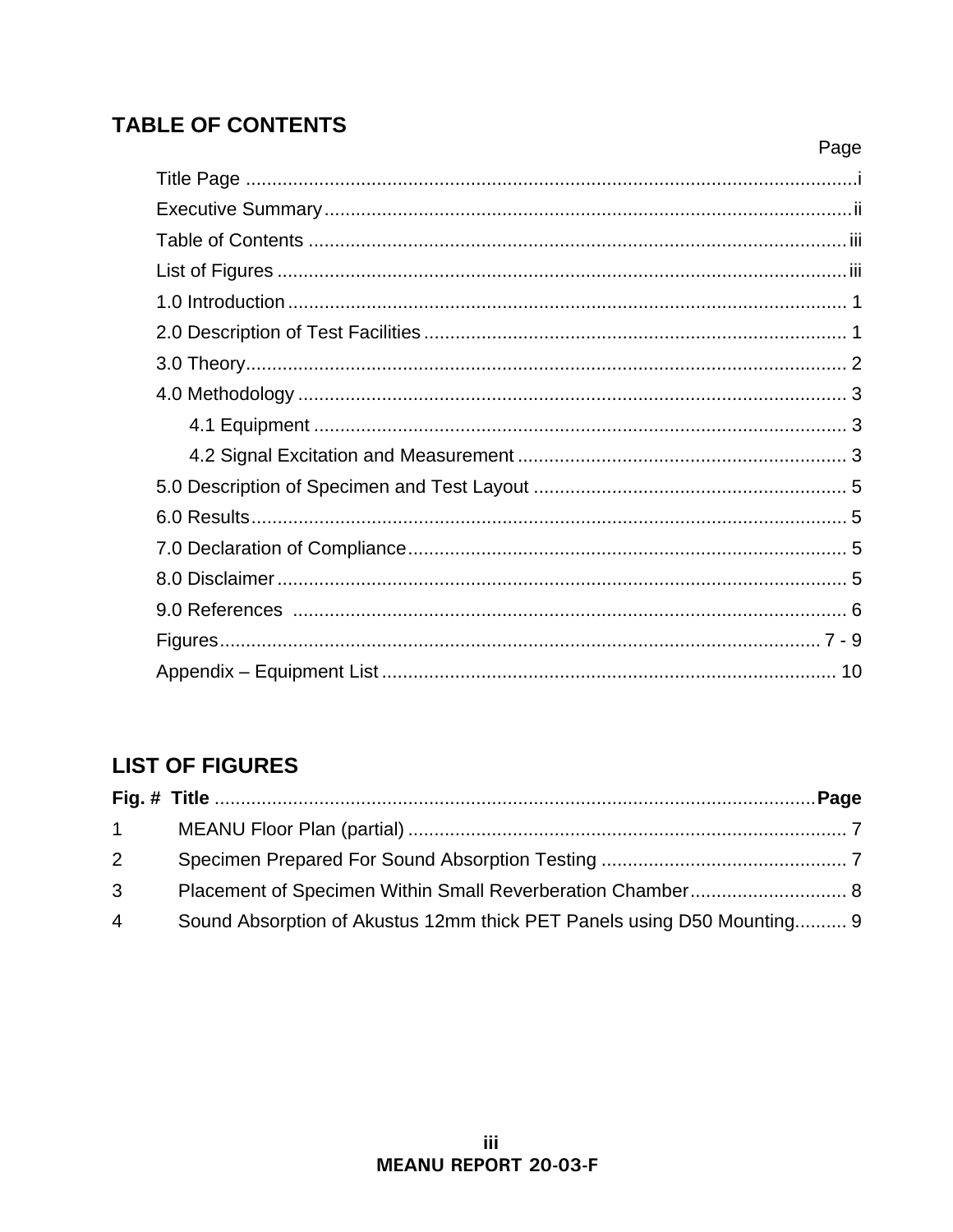## TABLE OF CONTENTS

| | Page |
|---|---|
| Title Page | i |
| Executive Summary | ii |
| Table of Contents | iii |
| List of Figures | iii |
| 1.0 Introduction | 1 |
| 2.0 Description of Test Facilities | 1 |
| 3.0 Theory | 2 |
| 4.0 Methodology | 3 |
| 4.1 Equipment | 3 |
| 4.2 Signal Excitation and Measurement | 3 |
| 5.0 Description of Specimen and Test Layout | 5 |
| 6.0 Results | 5 |
| 7.0 Declaration of Compliance | 5 |
| 8.0 Disclaimer | 5 |
| 9.0 References | 6 |
| Figures | 7 - 9 |
| Appendix – Equipment List | 10 |

## LIST OF FIGURES

| Fig. # | Title | Page |
|---|---|---|
| 1 | MEANU Floor Plan (partial) | 7 |
| 2 | Specimen Prepared For Sound Absorption Testing | 7 |
| 3 | Placement of Specimen Within Small Reverberation Chamber | 8 |
| 4 | Sound Absorption of Akustus 12mm thick PET Panels using D50 Mounting | 9 |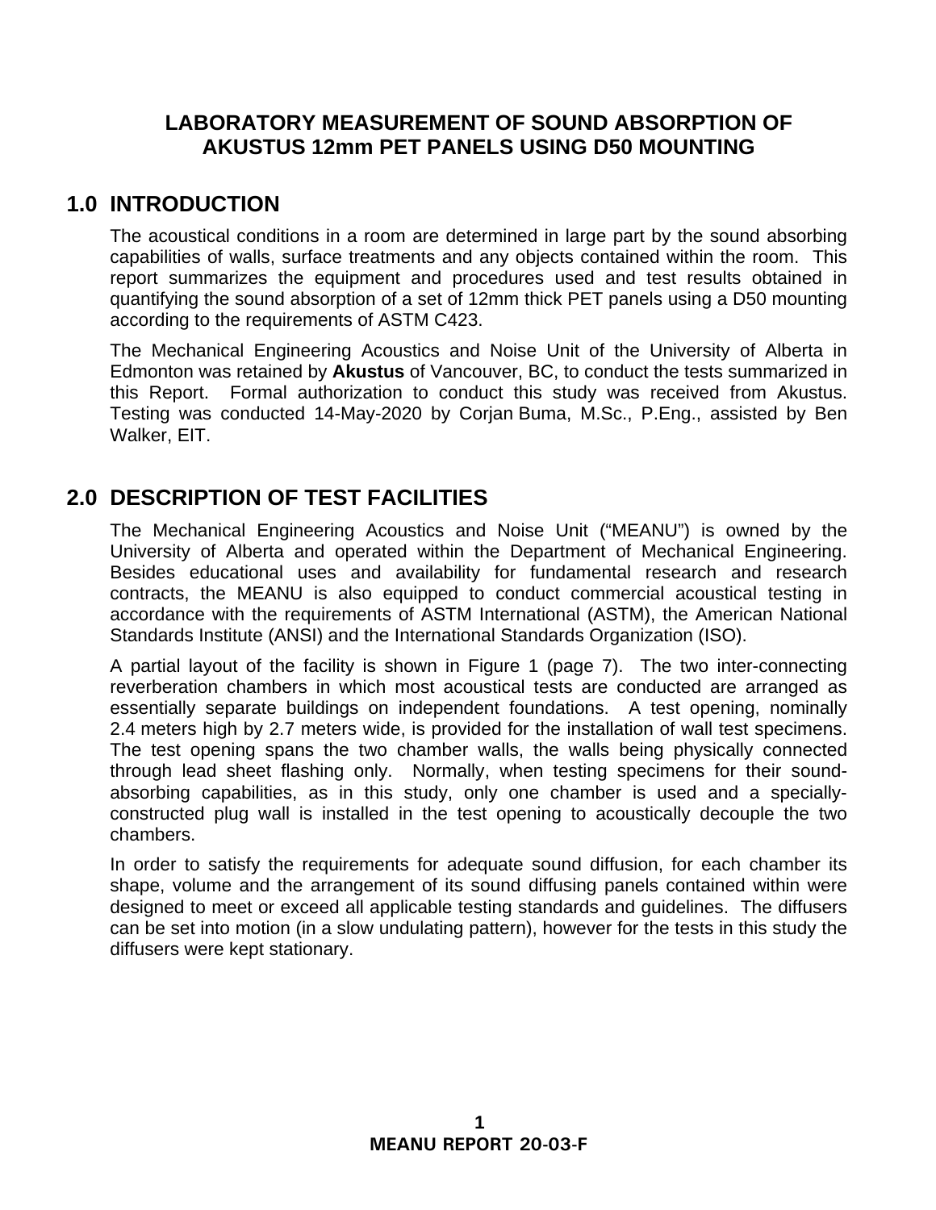# LABORATORY MEASUREMENT OF SOUND ABSORPTION OF AKUSTUS 12mm PET PANELS USING D50 MOUNTING

## 1.0 INTRODUCTION

The acoustical conditions in a room are determined in large part by the sound absorbing capabilities of walls, surface treatments and any objects contained within the room. This report summarizes the equipment and procedures used and test results obtained in quantifying the sound absorption of a set of 12mm thick PET panels using a D50 mounting according to the requirements of ASTM C423.

The Mechanical Engineering Acoustics and Noise Unit of the University of Alberta in Edmonton was retained by **Akustus** of Vancouver, BC, to conduct the tests summarized in this Report. Formal authorization to conduct this study was received from Akustus. Testing was conducted 14-May-2020 by Corjan Buma, M.Sc., P.Eng., assisted by Ben Walker, EIT.

## 2.0 DESCRIPTION OF TEST FACILITIES

The Mechanical Engineering Acoustics and Noise Unit ("MEANU") is owned by the University of Alberta and operated within the Department of Mechanical Engineering. Besides educational uses and availability for fundamental research and research contracts, the MEANU is also equipped to conduct commercial acoustical testing in accordance with the requirements of ASTM International (ASTM), the American National Standards Institute (ANSI) and the International Standards Organization (ISO).

A partial layout of the facility is shown in Figure 1 (page 7). The two inter-connecting reverberation chambers in which most acoustical tests are conducted are arranged as essentially separate buildings on independent foundations. A test opening, nominally 2.4 meters high by 2.7 meters wide, is provided for the installation of wall test specimens. The test opening spans the two chamber walls, the walls being physically connected through lead sheet flashing only. Normally, when testing specimens for their sound-absorbing capabilities, as in this study, only one chamber is used and a specially-constructed plug wall is installed in the test opening to acoustically decouple the two chambers.

In order to satisfy the requirements for adequate sound diffusion, for each chamber its shape, volume and the arrangement of its sound diffusing panels contained within were designed to meet or exceed all applicable testing standards and guidelines. The diffusers can be set into motion (in a slow undulating pattern), however for the tests in this study the diffusers were kept stationary.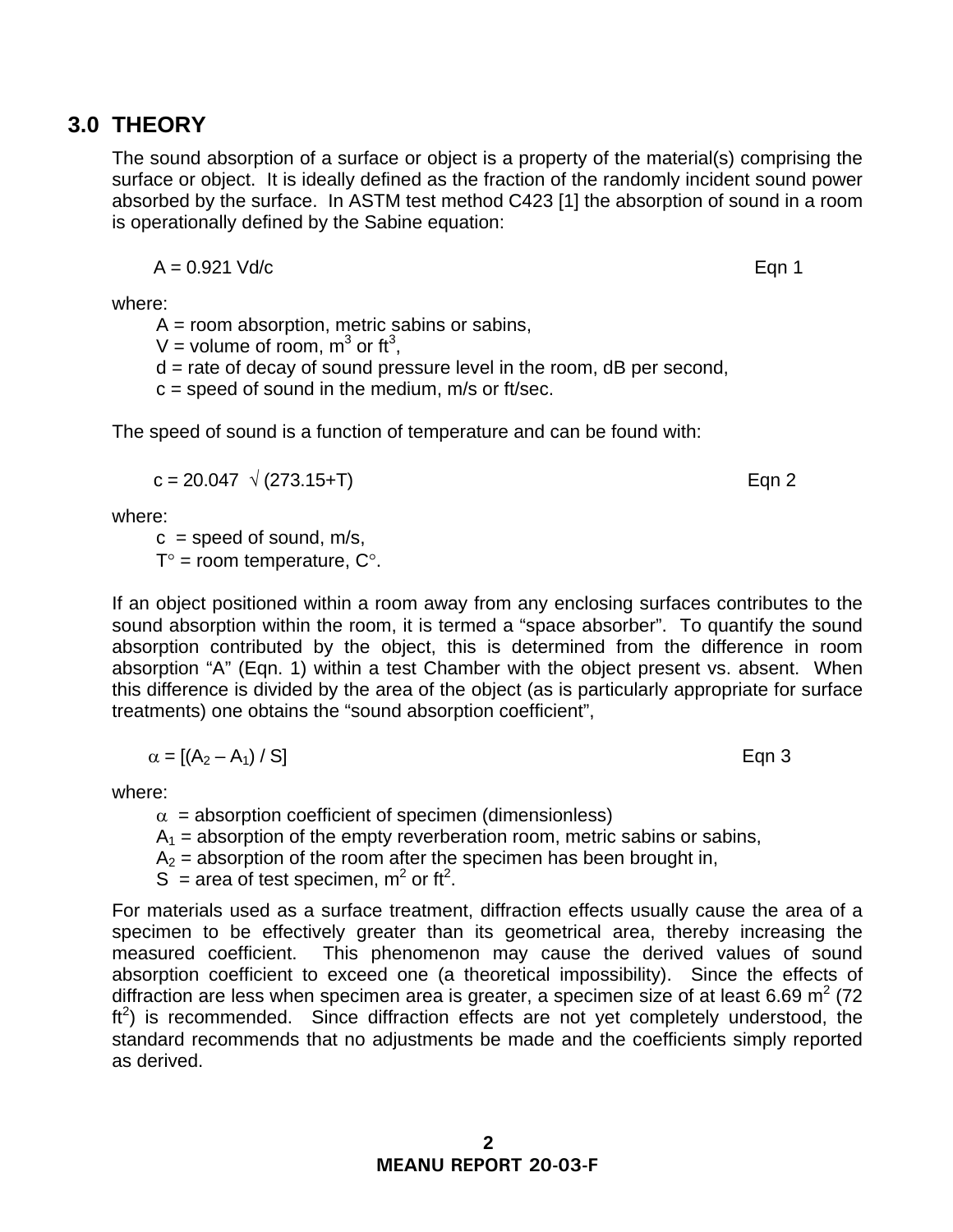## 3.0 THEORY

The sound absorption of a surface or object is a property of the material(s) comprising the surface or object. It is ideally defined as the fraction of the randomly incident sound power absorbed by the surface. In ASTM test method C423 [1] the absorption of sound in a room is operationally defined by the Sabine equation:

$$A = 0.921\ Vd/c \qquad \text{Eqn 1}$$

where:

- $A$ = room absorption, metric sabins or sabins,
- $V$ = volume of room, $m^3$ or $ft^3$,
- $d$ = rate of decay of sound pressure level in the room, dB per second,
- $c$ = speed of sound in the medium, m/s or ft/sec.

The speed of sound is a function of temperature and can be found with:

$$c = 20.047\ \sqrt{(273.15+T)} \qquad \text{Eqn 2}$$

where:

- $c$ = speed of sound, m/s,
- $T^\circ$ = room temperature, $C^\circ$.

If an object positioned within a room away from any enclosing surfaces contributes to the sound absorption within the room, it is termed a "space absorber". To quantify the sound absorption contributed by the object, this is determined from the difference in room absorption "A" (Eqn. 1) within a test Chamber with the object present vs. absent. When this difference is divided by the area of the object (as is particularly appropriate for surface treatments) one obtains the "sound absorption coefficient",

$$\alpha = [(A_2 - A_1) / S] \qquad \text{Eqn 3}$$

where:

- $\alpha$ = absorption coefficient of specimen (dimensionless)
- $A_1$ = absorption of the empty reverberation room, metric sabins or sabins,
- $A_2$ = absorption of the room after the specimen has been brought in,
- $S$ = area of test specimen, $m^2$ or $ft^2$.

For materials used as a surface treatment, diffraction effects usually cause the area of a specimen to be effectively greater than its geometrical area, thereby increasing the measured coefficient. This phenomenon may cause the derived values of sound absorption coefficient to exceed one (a theoretical impossibility). Since the effects of diffraction are less when specimen area is greater, a specimen size of at least 6.69 $m^2$ (72 $ft^2$) is recommended. Since diffraction effects are not yet completely understood, the standard recommends that no adjustments be made and the coefficients simply reported as derived.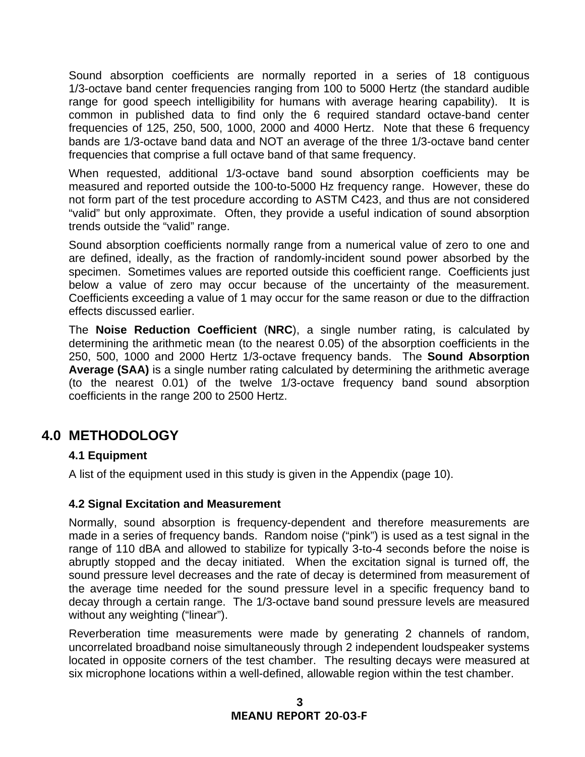Sound absorption coefficients are normally reported in a series of 18 contiguous 1/3-octave band center frequencies ranging from 100 to 5000 Hertz (the standard audible range for good speech intelligibility for humans with average hearing capability). It is common in published data to find only the 6 required standard octave-band center frequencies of 125, 250, 500, 1000, 2000 and 4000 Hertz. Note that these 6 frequency bands are 1/3-octave band data and NOT an average of the three 1/3-octave band center frequencies that comprise a full octave band of that same frequency.

When requested, additional 1/3-octave band sound absorption coefficients may be measured and reported outside the 100-to-5000 Hz frequency range. However, these do not form part of the test procedure according to ASTM C423, and thus are not considered "valid" but only approximate. Often, they provide a useful indication of sound absorption trends outside the "valid" range.

Sound absorption coefficients normally range from a numerical value of zero to one and are defined, ideally, as the fraction of randomly-incident sound power absorbed by the specimen. Sometimes values are reported outside this coefficient range. Coefficients just below a value of zero may occur because of the uncertainty of the measurement. Coefficients exceeding a value of 1 may occur for the same reason or due to the diffraction effects discussed earlier.

The **Noise Reduction Coefficient** (**NRC**), a single number rating, is calculated by determining the arithmetic mean (to the nearest 0.05) of the absorption coefficients in the 250, 500, 1000 and 2000 Hertz 1/3-octave frequency bands. The **Sound Absorption Average (SAA)** is a single number rating calculated by determining the arithmetic average (to the nearest 0.01) of the twelve 1/3-octave frequency band sound absorption coefficients in the range 200 to 2500 Hertz.

# 4.0 METHODOLOGY

### 4.1 Equipment

A list of the equipment used in this study is given in the Appendix (page 10).

### 4.2 Signal Excitation and Measurement

Normally, sound absorption is frequency-dependent and therefore measurements are made in a series of frequency bands. Random noise ("pink") is used as a test signal in the range of 110 dBA and allowed to stabilize for typically 3-to-4 seconds before the noise is abruptly stopped and the decay initiated. When the excitation signal is turned off, the sound pressure level decreases and the rate of decay is determined from measurement of the average time needed for the sound pressure level in a specific frequency band to decay through a certain range. The 1/3-octave band sound pressure levels are measured without any weighting ("linear").

Reverberation time measurements were made by generating 2 channels of random, uncorrelated broadband noise simultaneously through 2 independent loudspeaker systems located in opposite corners of the test chamber. The resulting decays were measured at six microphone locations within a well-defined, allowable region within the test chamber.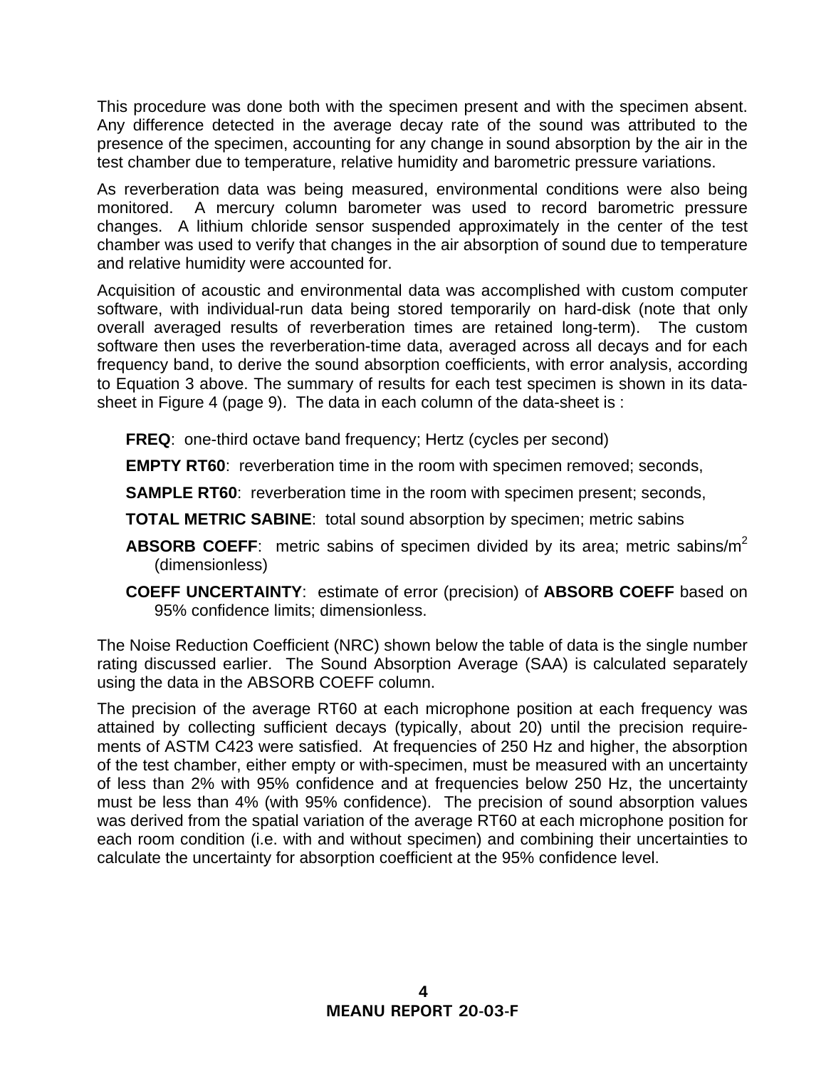This procedure was done both with the specimen present and with the specimen absent. Any difference detected in the average decay rate of the sound was attributed to the presence of the specimen, accounting for any change in sound absorption by the air in the test chamber due to temperature, relative humidity and barometric pressure variations.

As reverberation data was being measured, environmental conditions were also being monitored. A mercury column barometer was used to record barometric pressure changes. A lithium chloride sensor suspended approximately in the center of the test chamber was used to verify that changes in the air absorption of sound due to temperature and relative humidity were accounted for.

Acquisition of acoustic and environmental data was accomplished with custom computer software, with individual-run data being stored temporarily on hard-disk (note that only overall averaged results of reverberation times are retained long-term). The custom software then uses the reverberation-time data, averaged across all decays and for each frequency band, to derive the sound absorption coefficients, with error analysis, according to Equation 3 above. The summary of results for each test specimen is shown in its data-sheet in Figure 4 (page 9). The data in each column of the data-sheet is :

- **FREQ**: one-third octave band frequency; Hertz (cycles per second)
- **EMPTY RT60**: reverberation time in the room with specimen removed; seconds,
- **SAMPLE RT60**: reverberation time in the room with specimen present; seconds,
- **TOTAL METRIC SABINE**: total sound absorption by specimen; metric sabins
- **ABSORB COEFF**: metric sabins of specimen divided by its area; metric sabins/$m^2$ (dimensionless)
- **COEFF UNCERTAINTY**: estimate of error (precision) of **ABSORB COEFF** based on 95% confidence limits; dimensionless.

The Noise Reduction Coefficient (NRC) shown below the table of data is the single number rating discussed earlier. The Sound Absorption Average (SAA) is calculated separately using the data in the ABSORB COEFF column.

The precision of the average RT60 at each microphone position at each frequency was attained by collecting sufficient decays (typically, about 20) until the precision requirements of ASTM C423 were satisfied. At frequencies of 250 Hz and higher, the absorption of the test chamber, either empty or with-specimen, must be measured with an uncertainty of less than 2% with 95% confidence and at frequencies below 250 Hz, the uncertainty must be less than 4% (with 95% confidence). The precision of sound absorption values was derived from the spatial variation of the average RT60 at each microphone position for each room condition (i.e. with and without specimen) and combining their uncertainties to calculate the uncertainty for absorption coefficient at the 95% confidence level.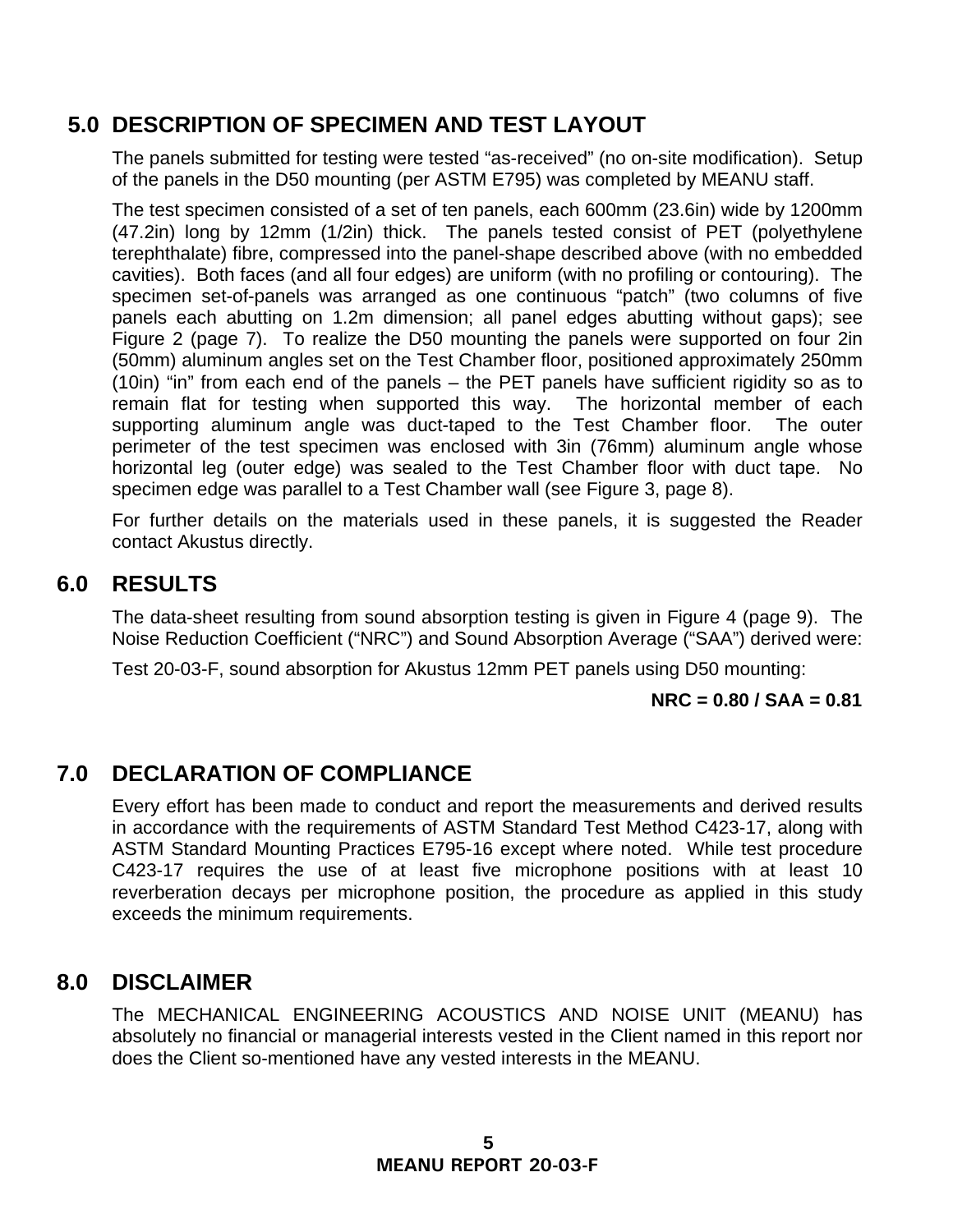## 5.0 DESCRIPTION OF SPECIMEN AND TEST LAYOUT

The panels submitted for testing were tested "as-received" (no on-site modification). Setup of the panels in the D50 mounting (per ASTM E795) was completed by MEANU staff.

The test specimen consisted of a set of ten panels, each 600mm (23.6in) wide by 1200mm (47.2in) long by 12mm (1/2in) thick. The panels tested consist of PET (polyethylene terephthalate) fibre, compressed into the panel-shape described above (with no embedded cavities). Both faces (and all four edges) are uniform (with no profiling or contouring). The specimen set-of-panels was arranged as one continuous "patch" (two columns of five panels each abutting on 1.2m dimension; all panel edges abutting without gaps); see Figure 2 (page 7). To realize the D50 mounting the panels were supported on four 2in (50mm) aluminum angles set on the Test Chamber floor, positioned approximately 250mm (10in) "in" from each end of the panels – the PET panels have sufficient rigidity so as to remain flat for testing when supported this way. The horizontal member of each supporting aluminum angle was duct-taped to the Test Chamber floor. The outer perimeter of the test specimen was enclosed with 3in (76mm) aluminum angle whose horizontal leg (outer edge) was sealed to the Test Chamber floor with duct tape. No specimen edge was parallel to a Test Chamber wall (see Figure 3, page 8).

For further details on the materials used in these panels, it is suggested the Reader contact Akustus directly.

## 6.0 RESULTS

The data-sheet resulting from sound absorption testing is given in Figure 4 (page 9). The Noise Reduction Coefficient ("NRC") and Sound Absorption Average ("SAA") derived were:

Test 20-03-F, sound absorption for Akustus 12mm PET panels using D50 mounting:

**NRC = 0.80 / SAA = 0.81**

## 7.0 DECLARATION OF COMPLIANCE

Every effort has been made to conduct and report the measurements and derived results in accordance with the requirements of ASTM Standard Test Method C423-17, along with ASTM Standard Mounting Practices E795-16 except where noted. While test procedure C423-17 requires the use of at least five microphone positions with at least 10 reverberation decays per microphone position, the procedure as applied in this study exceeds the minimum requirements.

## 8.0 DISCLAIMER

The MECHANICAL ENGINEERING ACOUSTICS AND NOISE UNIT (MEANU) has absolutely no financial or managerial interests vested in the Client named in this report nor does the Client so-mentioned have any vested interests in the MEANU.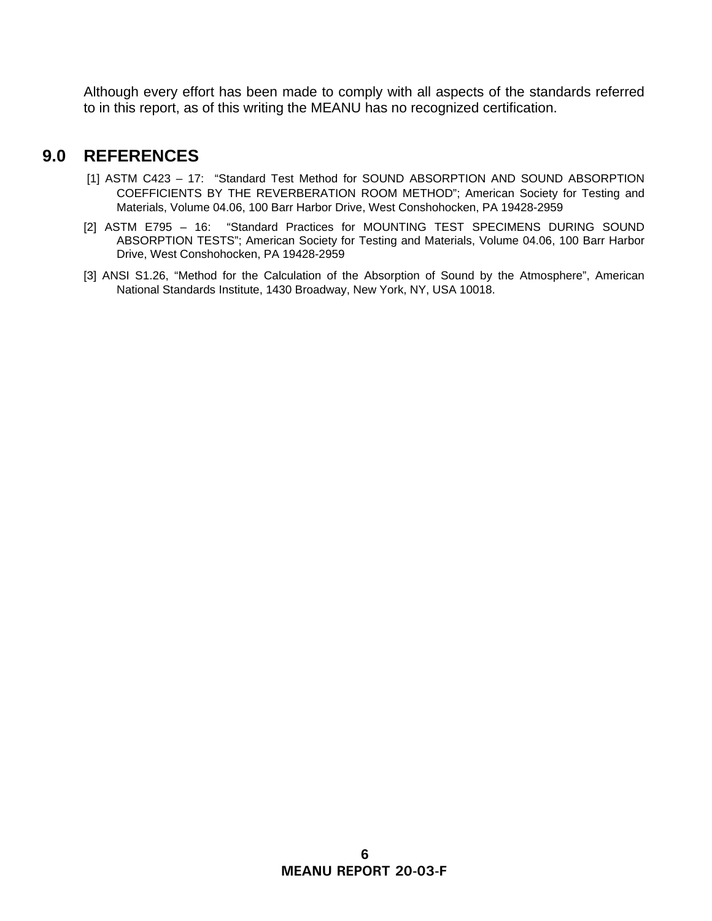Although every effort has been made to comply with all aspects of the standards referred to in this report, as of this writing the MEANU has no recognized certification.

## 9.0 REFERENCES

[1] ASTM C423 – 17: "Standard Test Method for SOUND ABSORPTION AND SOUND ABSORPTION COEFFICIENTS BY THE REVERBERATION ROOM METHOD"; American Society for Testing and Materials, Volume 04.06, 100 Barr Harbor Drive, West Conshohocken, PA 19428-2959

[2] ASTM E795 – 16: "Standard Practices for MOUNTING TEST SPECIMENS DURING SOUND ABSORPTION TESTS"; American Society for Testing and Materials, Volume 04.06, 100 Barr Harbor Drive, West Conshohocken, PA 19428-2959

[3] ANSI S1.26, "Method for the Calculation of the Absorption of Sound by the Atmosphere", American National Standards Institute, 1430 Broadway, New York, NY, USA 10018.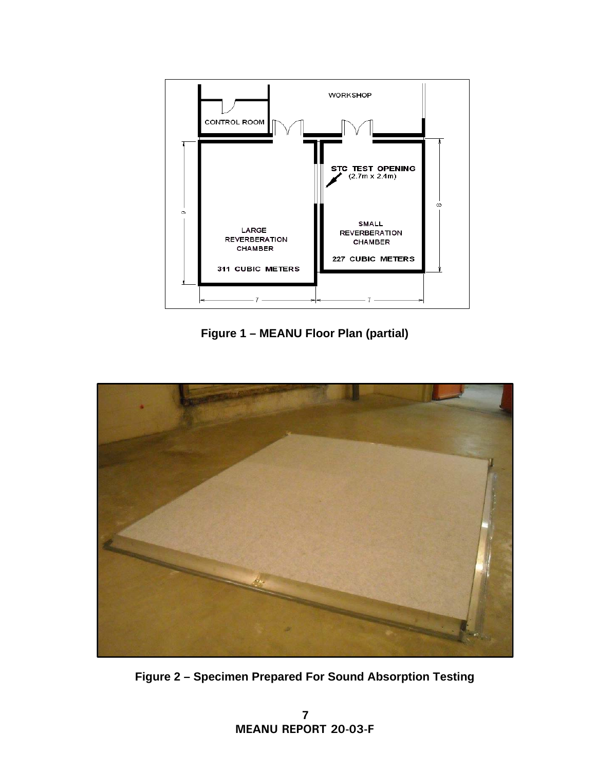**Figure 1 – MEANU Floor Plan (partial)**

**Figure 2 – Specimen Prepared For Sound Absorption Testing**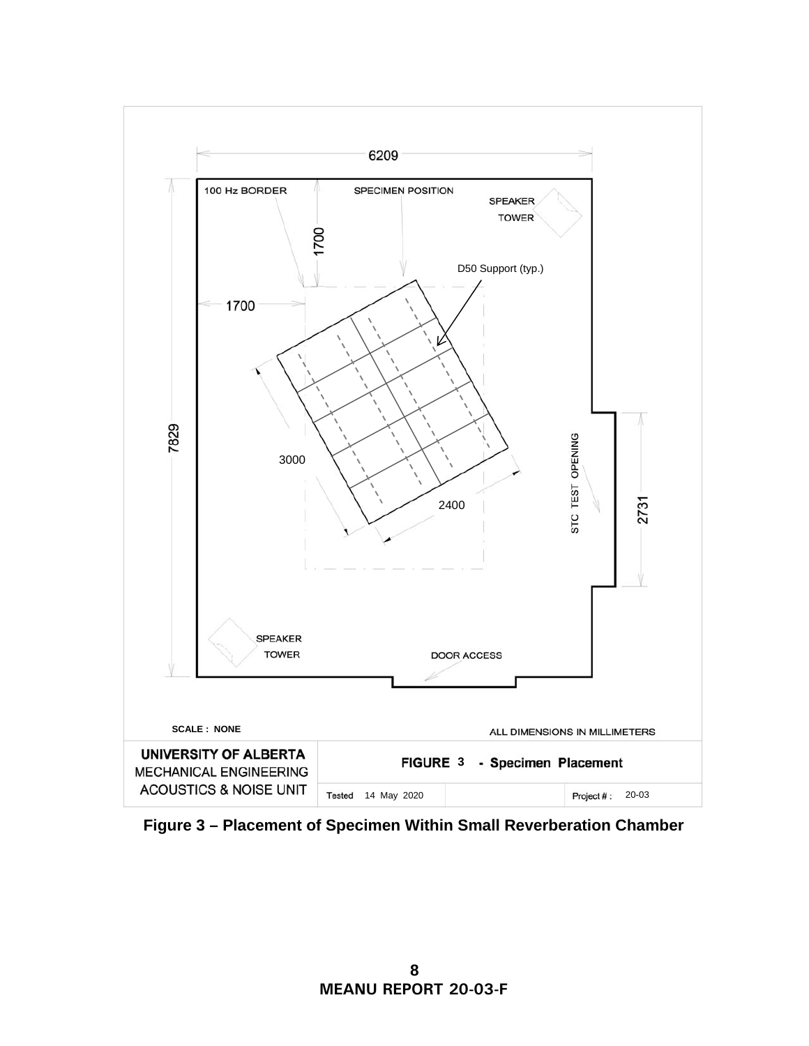6209

100 Hz BORDER

SPECIMEN POSITION

SPEAKER TOWER

1700

D50 Support (typ.)

1700

7829

3000

2400

STC TEST OPENING

2731

SPEAKER TOWER

DOOR ACCESS

SCALE : NONE

ALL DIMENSIONS IN MILLIMETERS

| UNIVERSITY OF ALBERTA MECHANICAL ENGINEERING ACOUSTICS & NOISE UNIT | FIGURE 3 - Specimen Placement | | |
|---|---|---|---|
| | Tested 14 May 2020 | | Project # : 20-03 |

**Figure 3 – Placement of Specimen Within Small Reverberation Chamber**

**MEANU REPORT 20-03-F**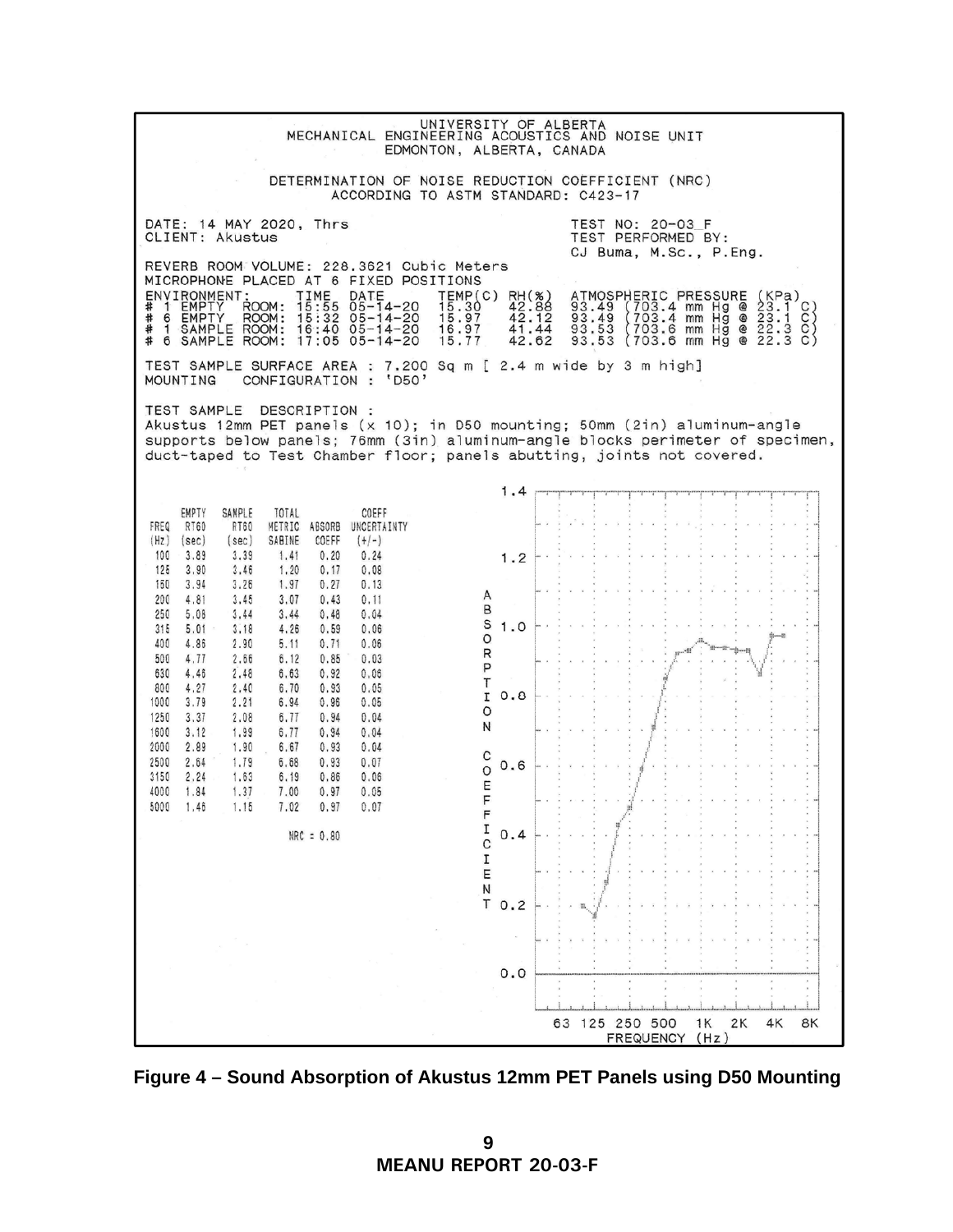UNIVERSITY OF ALBERTA
MECHANICAL ENGINEERING ACOUSTICS AND NOISE UNIT
EDMONTON, ALBERTA, CANADA

DETERMINATION OF NOISE REDUCTION COEFFICIENT (NRC)
ACCORDING TO ASTM STANDARD: C423-17

DATE: 14 MAY 2020, Thrs
CLIENT: Akustus

TEST NO: 20-03_F
TEST PERFORMED BY:
CJ Buma, M.Sc., P.Eng.

REVERB ROOM VOLUME: 228.3621 Cubic Meters
MICROPHONE PLACED AT 6 FIXED POSITIONS

| ENVIRONMENT: | TIME | DATE | TEMP(C) | RH(%) | ATMOSPHERIC PRESSURE (KPa) |
|---|---|---|---|---|---|
| # 1 EMPTY ROOM: | 15:55 | 05-14-20 | 15.30 | 42.88 | 93.49 (703.4 mm Hg @ 23.1 C) |
| # 6 EMPTY ROOM: | 15:32 | 05-14-20 | 15.97 | 42.12 | 93.49 (703.4 mm Hg @ 23.1 C) |
| # 1 SAMPLE ROOM: | 16:40 | 05-14-20 | 16.97 | 41.44 | 93.53 (703.6 mm Hg @ 22.3 C) |
| # 6 SAMPLE ROOM: | 17:05 | 05-14-20 | 15.77 | 42.62 | 93.53 (703.6 mm Hg @ 22.3 C) |

TEST SAMPLE SURFACE AREA : 7.200 Sq m [ 2.4 m wide by 3 m high]
MOUNTING CONFIGURATION : 'D50'

TEST SAMPLE DESCRIPTION :
Akustus 12mm PET panels (x 10); in D50 mounting; 50mm (2in) aluminum-angle supports below panels; 76mm (3in) aluminum-angle blocks perimeter of specimen, duct-taped to Test Chamber floor; panels abutting, joints not covered.

| FREQ (Hz) | EMPTY RT60 (sec) | SAMPLE RT60 (sec) | TOTAL METRIC SABINE | ABSORB COEFF | COEFF UNCERTAINTY (+/-) |
|---|---|---|---|---|---|
| 100 | 3.89 | 3.39 | 1.41 | 0.20 | 0.24 |
| 125 | 3.90 | 3.46 | 1.20 | 0.17 | 0.08 |
| 160 | 3.94 | 3.26 | 1.97 | 0.27 | 0.13 |
| 200 | 4.81 | 3.45 | 3.07 | 0.43 | 0.11 |
| 250 | 5.08 | 3.44 | 3.44 | 0.48 | 0.04 |
| 315 | 5.01 | 3.18 | 4.26 | 0.59 | 0.06 |
| 400 | 4.86 | 2.90 | 5.11 | 0.71 | 0.06 |
| 500 | 4.77 | 2.66 | 6.12 | 0.85 | 0.03 |
| 630 | 4.46 | 2.48 | 6.63 | 0.92 | 0.06 |
| 800 | 4.27 | 2.40 | 6.70 | 0.93 | 0.05 |
| 1000 | 3.79 | 2.21 | 6.94 | 0.96 | 0.05 |
| 1250 | 3.37 | 2.08 | 6.77 | 0.94 | 0.04 |
| 1600 | 3.12 | 1.99 | 6.77 | 0.94 | 0.04 |
| 2000 | 2.89 | 1.90 | 6.67 | 0.93 | 0.04 |
| 2500 | 2.64 | 1.79 | 6.68 | 0.93 | 0.07 |
| 3150 | 2.24 | 1.63 | 6.19 | 0.86 | 0.06 |
| 4000 | 1.84 | 1.37 | 7.00 | 0.97 | 0.05 |
| 5000 | 1.46 | 1.15 | 7.02 | 0.97 | 0.07 |

NRC = 0.80

**Figure 4 – Sound Absorption of Akustus 12mm PET Panels using D50 Mounting**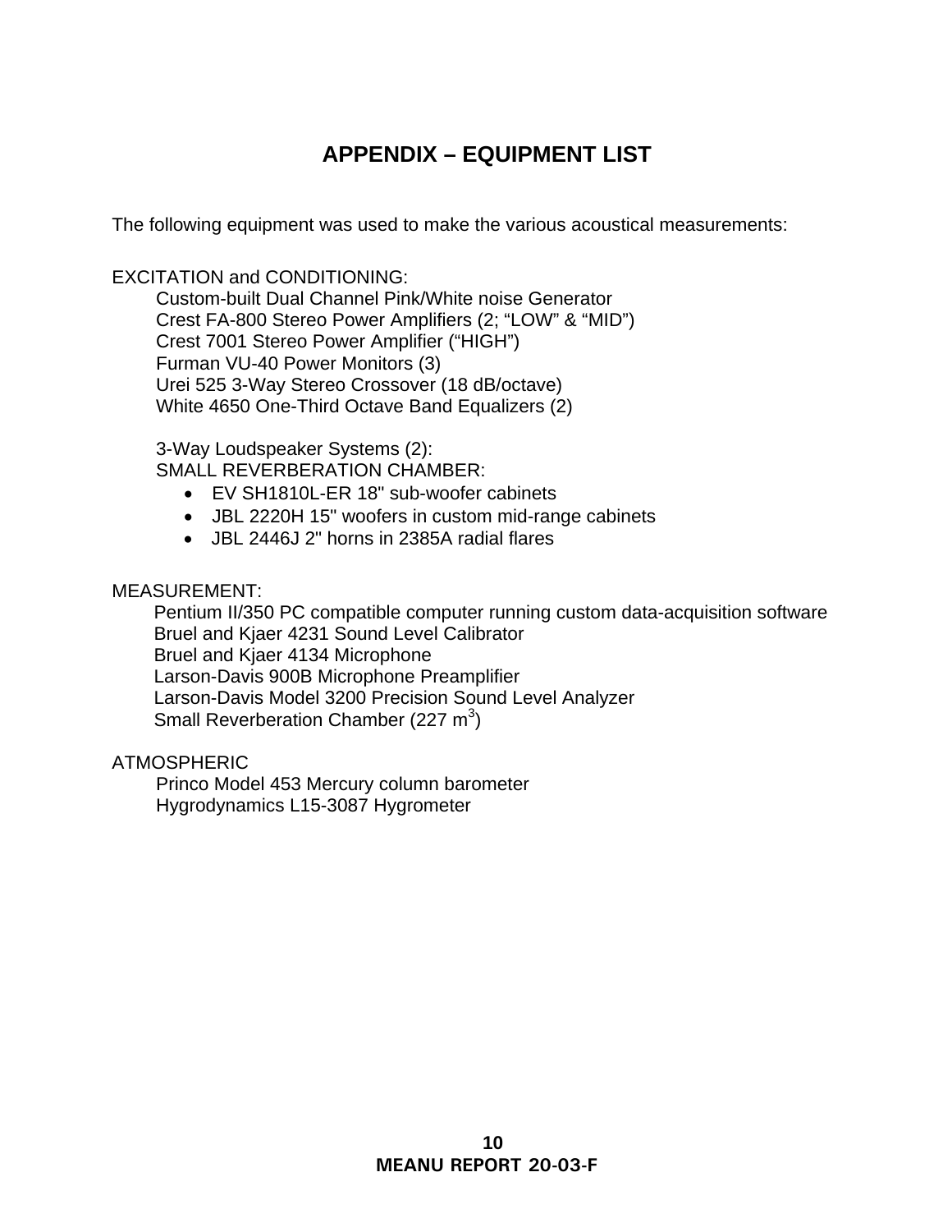# APPENDIX – EQUIPMENT LIST

The following equipment was used to make the various acoustical measurements:

EXCITATION and CONDITIONING:

Custom-built Dual Channel Pink/White noise Generator
Crest FA-800 Stereo Power Amplifiers (2; "LOW" & "MID")
Crest 7001 Stereo Power Amplifier ("HIGH")
Furman VU-40 Power Monitors (3)
Urei 525 3-Way Stereo Crossover (18 dB/octave)
White 4650 One-Third Octave Band Equalizers (2)

3-Way Loudspeaker Systems (2):
SMALL REVERBERATION CHAMBER:

- EV SH1810L-ER 18" sub-woofer cabinets
- JBL 2220H 15" woofers in custom mid-range cabinets
- JBL 2446J 2" horns in 2385A radial flares

MEASUREMENT:

Pentium II/350 PC compatible computer running custom data-acquisition software
Bruel and Kjaer 4231 Sound Level Calibrator
Bruel and Kjaer 4134 Microphone
Larson-Davis 900B Microphone Preamplifier
Larson-Davis Model 3200 Precision Sound Level Analyzer
Small Reverberation Chamber (227 $m^3$)

ATMOSPHERIC

Princo Model 453 Mercury column barometer
Hygrodynamics L15-3087 Hygrometer

MEANU REPORT 20-03-F